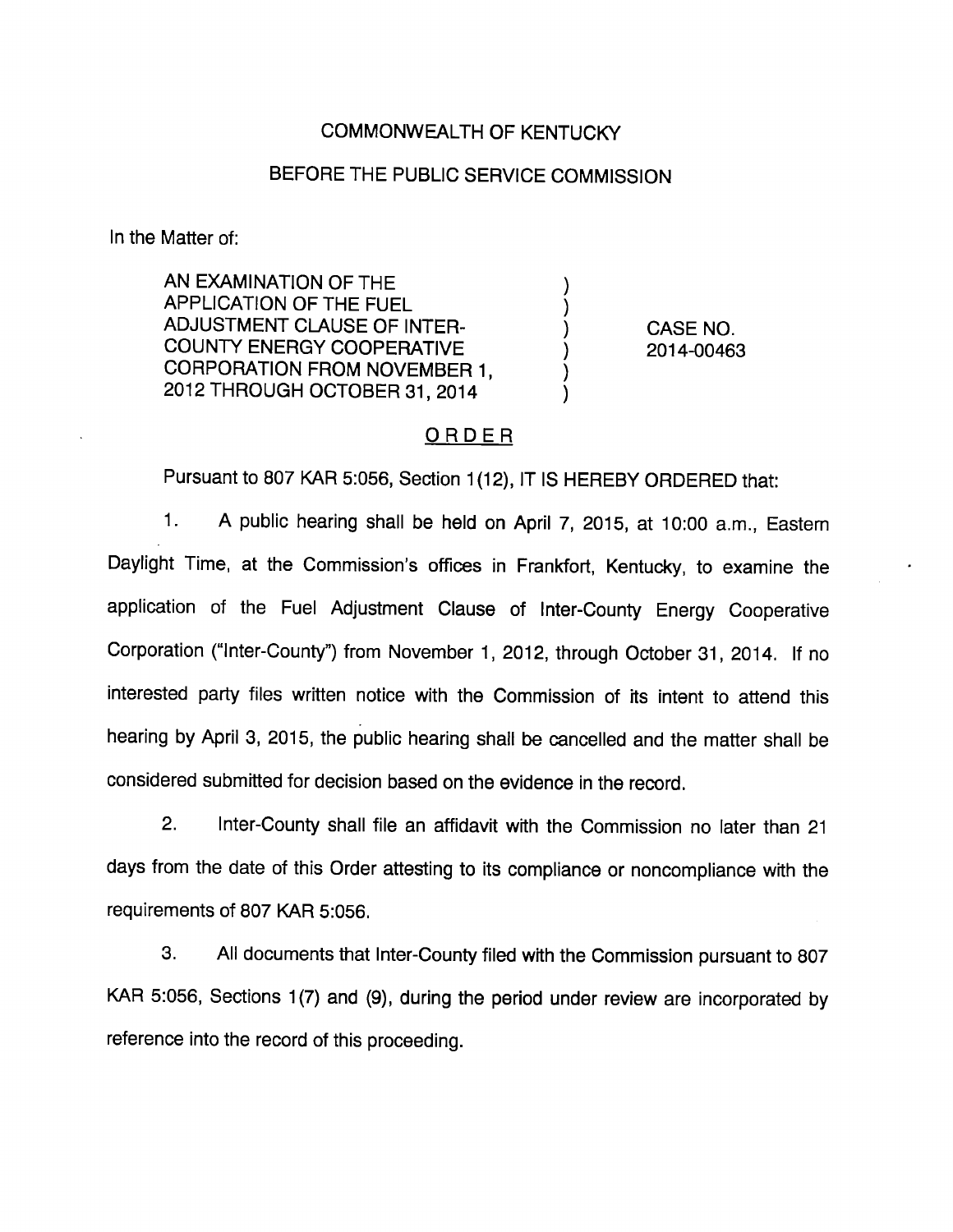COMMONWEALTH OF KENTUCKY

BEFORE THE PUBLIC SERVICE COMMISSION

In the Matter of:

| | | |
|---|---|---|
| AN EXAMINATION OF THE APPLICATION OF THE FUEL ADJUSTMENT CLAUSE OF INTER-COUNTY ENERGY COOPERATIVE CORPORATION FROM NOVEMBER 1, 2012 THROUGH OCTOBER 31, 2014 | ) ) ) ) ) ) | CASE NO. 2014-00463 |

## ORDER

Pursuant to 807 KAR 5:056, Section 1(12), IT IS HEREBY ORDERED that:

1. A public hearing shall be held on April 7, 2015, at 10:00 a.m., Eastern Daylight Time, at the Commission's offices in Frankfort, Kentucky, to examine the application of the Fuel Adjustment Clause of Inter-County Energy Cooperative Corporation ("Inter-County") from November 1, 2012, through October 31, 2014. If no interested party files written notice with the Commission of its intent to attend this hearing by April 3, 2015, the public hearing shall be cancelled and the matter shall be considered submitted for decision based on the evidence in the record.

2. Inter-County shall file an affidavit with the Commission no later than 21 days from the date of this Order attesting to its compliance or noncompliance with the requirements of 807 KAR 5:056.

3. All documents that Inter-County filed with the Commission pursuant to 807 KAR 5:056, Sections 1(7) and (9), during the period under review are incorporated by reference into the record of this proceeding.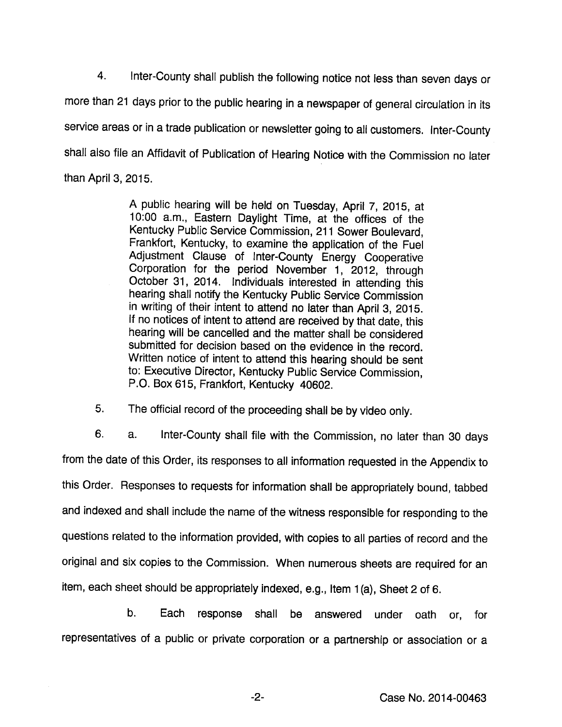4. Inter-County shall publish the following notice not less than seven days or more than 21 days prior to the public hearing in a newspaper of general circulation in its service areas or in a trade publication or newsletter going to all customers. Inter-County shall also file an Affidavit of Publication of Hearing Notice with the Commission no later than April 3, 2015.

> A public hearing will be held on Tuesday, April 7, 2015, at 10:00 a.m., Eastern Daylight Time, at the offices of the Kentucky Public Service Commission, 211 Sower Boulevard, Frankfort, Kentucky, to examine the application of the Fuel Adjustment Clause of Inter-County Energy Cooperative Corporation for the period November 1, 2012, through October 31, 2014. Individuals interested in attending this hearing shall notify the Kentucky Public Service Commission in writing of their intent to attend no later than April 3, 2015. If no notices of intent to attend are received by that date, this hearing will be cancelled and the matter shall be considered submitted for decision based on the evidence in the record. Written notice of intent to attend this hearing should be sent to: Executive Director, Kentucky Public Service Commission, P.O. Box 615, Frankfort, Kentucky 40602.

5. The official record of the proceeding shall be by video only.

6. a. Inter-County shall file with the Commission, no later than 30 days from the date of this Order, its responses to all information requested in the Appendix to this Order. Responses to requests for information shall be appropriately bound, tabbed and indexed and shall include the name of the witness responsible for responding to the questions related to the information provided, with copies to all parties of record and the original and six copies to the Commission. When numerous sheets are required for an item, each sheet should be appropriately indexed, e.g., Item 1(a), Sheet 2 of 6.

b. Each response shall be answered under oath or, for representatives of a public or private corporation or a partnership or association or a

Case No. 2014-00463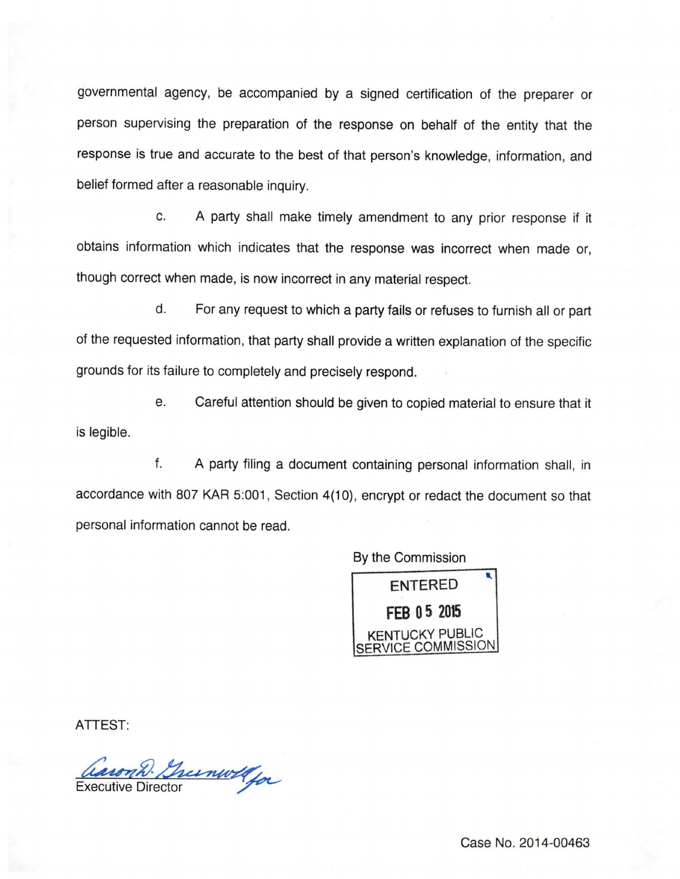governmental agency, be accompanied by a signed certification of the preparer or person supervising the preparation of the response on behalf of the entity that the response is true and accurate to the best of that person's knowledge, information, and belief formed after a reasonable inquiry.

c. A party shall make timely amendment to any prior response if it obtains information which indicates that the response was incorrect when made or, though correct when made, is now incorrect in any material respect.

d. For any request to which a party fails or refuses to furnish all or part of the requested information, that party shall provide a written explanation of the specific grounds for its failure to completely and precisely respond.

e. Careful attention should be given to copied material to ensure that it is legible.

f. A party filing a document containing personal information shall, in accordance with 807 KAR 5:001, Section 4(10), encrypt or redact the document so that personal information cannot be read.

By the Commission

ENTERED
FEB 05 2015
KENTUCKY PUBLIC SERVICE COMMISSION

ATTEST:

Aaron D. Greenwell for
Executive Director

Case No. 2014-00463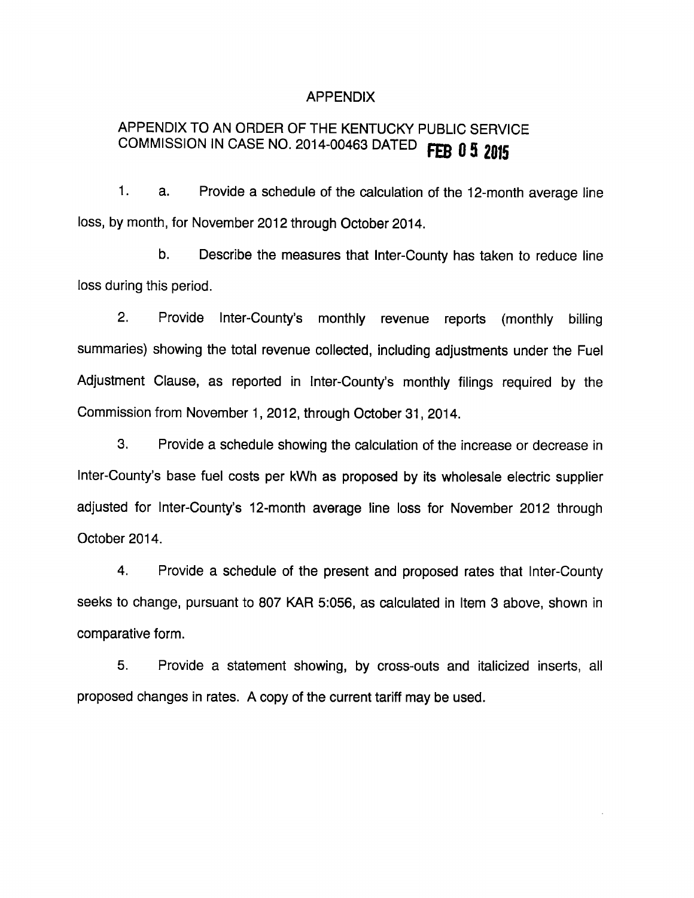# APPENDIX

## APPENDIX TO AN ORDER OF THE KENTUCKY PUBLIC SERVICE COMMISSION IN CASE NO. 2014-00463 DATED FEB 05 2015

1. a. Provide a schedule of the calculation of the 12-month average line loss, by month, for November 2012 through October 2014.

   b. Describe the measures that Inter-County has taken to reduce line loss during this period.

2. Provide Inter-County's monthly revenue reports (monthly billing summaries) showing the total revenue collected, including adjustments under the Fuel Adjustment Clause, as reported in Inter-County's monthly filings required by the Commission from November 1, 2012, through October 31, 2014.

3. Provide a schedule showing the calculation of the increase or decrease in Inter-County's base fuel costs per kWh as proposed by its wholesale electric supplier adjusted for Inter-County's 12-month average line loss for November 2012 through October 2014.

4. Provide a schedule of the present and proposed rates that Inter-County seeks to change, pursuant to 807 KAR 5:056, as calculated in Item 3 above, shown in comparative form.

5. Provide a statement showing, by cross-outs and italicized inserts, all proposed changes in rates. A copy of the current tariff may be used.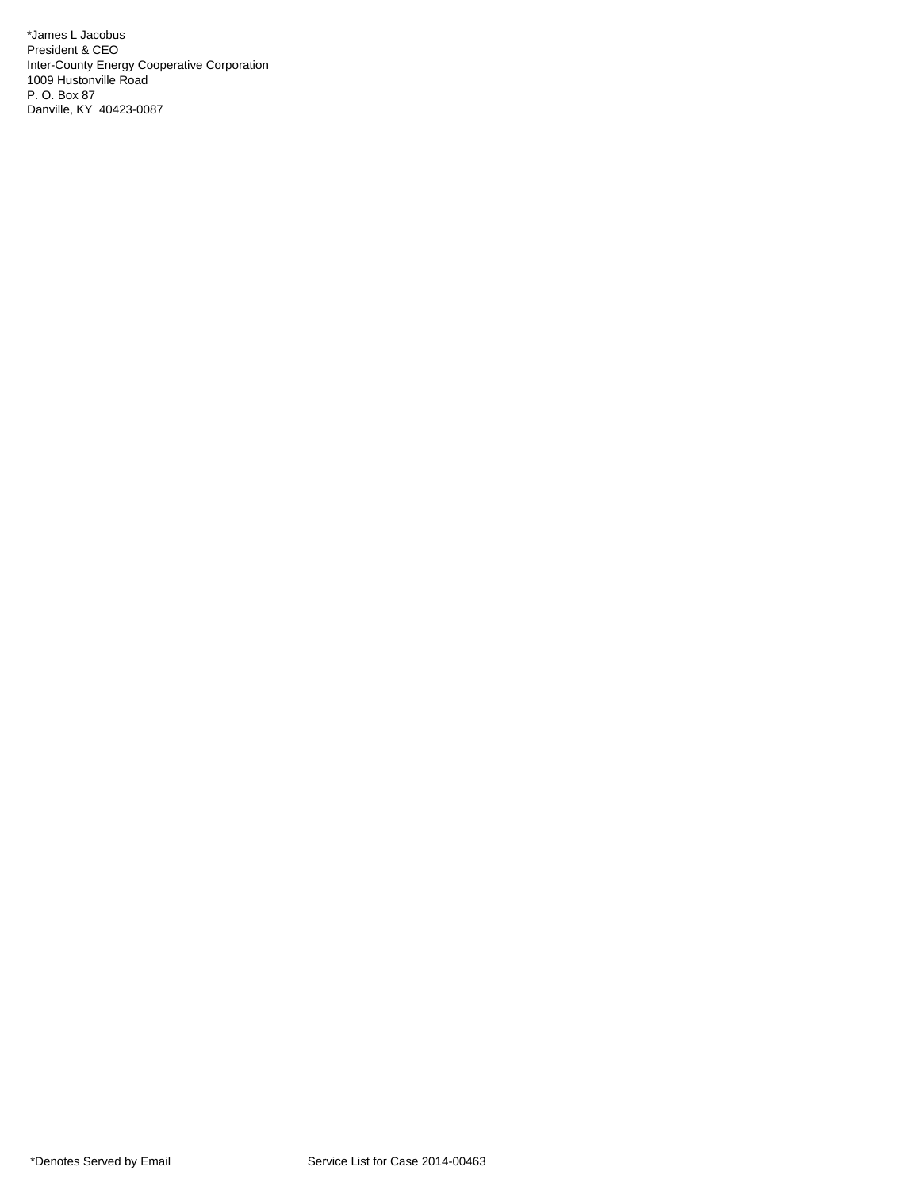*James L Jacobus
President & CEO
Inter-County Energy Cooperative Corporation
1009 Hustonville Road
P. O. Box 87
Danville, KY  40423-0087